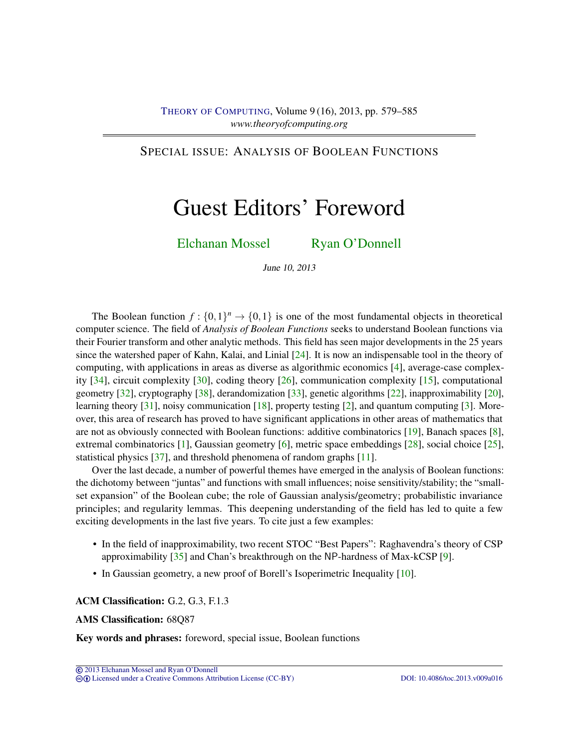SPECIAL ISSUE: ANALYSIS OF BOOLEAN FUNCTIONS

# Guest Editors' Foreword

Elchanan Mossel    Ryan O'Donnell

*June 10, 2013*

The Boolean function $f : \{0,1\}^n \to \{0,1\}$ is one of the most fundamental objects in theoretical computer science. The field of *Analysis of Boolean Functions* seeks to understand Boolean functions via their Fourier transform and other analytic methods. This field has seen major developments in the 25 years since the watershed paper of Kahn, Kalai, and Linial [24]. It is now an indispensable tool in the theory of computing, with applications in areas as diverse as algorithmic economics [4], average-case complexity [34], circuit complexity [30], coding theory [26], communication complexity [15], computational geometry [32], cryptography [38], derandomization [33], genetic algorithms [22], inapproximability [20], learning theory [31], noisy communication [18], property testing [2], and quantum computing [3]. Moreover, this area of research has proved to have significant applications in other areas of mathematics that are not as obviously connected with Boolean functions: additive combinatorics [19], Banach spaces [8], extremal combinatorics [1], Gaussian geometry [6], metric space embeddings [28], social choice [25], statistical physics [37], and threshold phenomena of random graphs [11].

Over the last decade, a number of powerful themes have emerged in the analysis of Boolean functions: the dichotomy between "juntas" and functions with small influences; noise sensitivity/stability; the "small-set expansion" of the Boolean cube; the role of Gaussian analysis/geometry; probabilistic invariance principles; and regularity lemmas. This deepening understanding of the field has led to quite a few exciting developments in the last five years. To cite just a few examples:

- In the field of inapproximability, two recent STOC "Best Papers": Raghavendra's theory of CSP approximability [35] and Chan's breakthrough on the NP-hardness of Max-kCSP [9].
- In Gaussian geometry, a new proof of Borell's Isoperimetric Inequality [10].

**ACM Classification:** G.2, G.3, F.1.3

**AMS Classification:** 68Q87

**Key words and phrases:** foreword, special issue, Boolean functions

© 2013 Elchanan Mossel and Ryan O'Donnell
Licensed under a Creative Commons Attribution License (CC-BY)    DOI: 10.4086/toc.2013.v009a016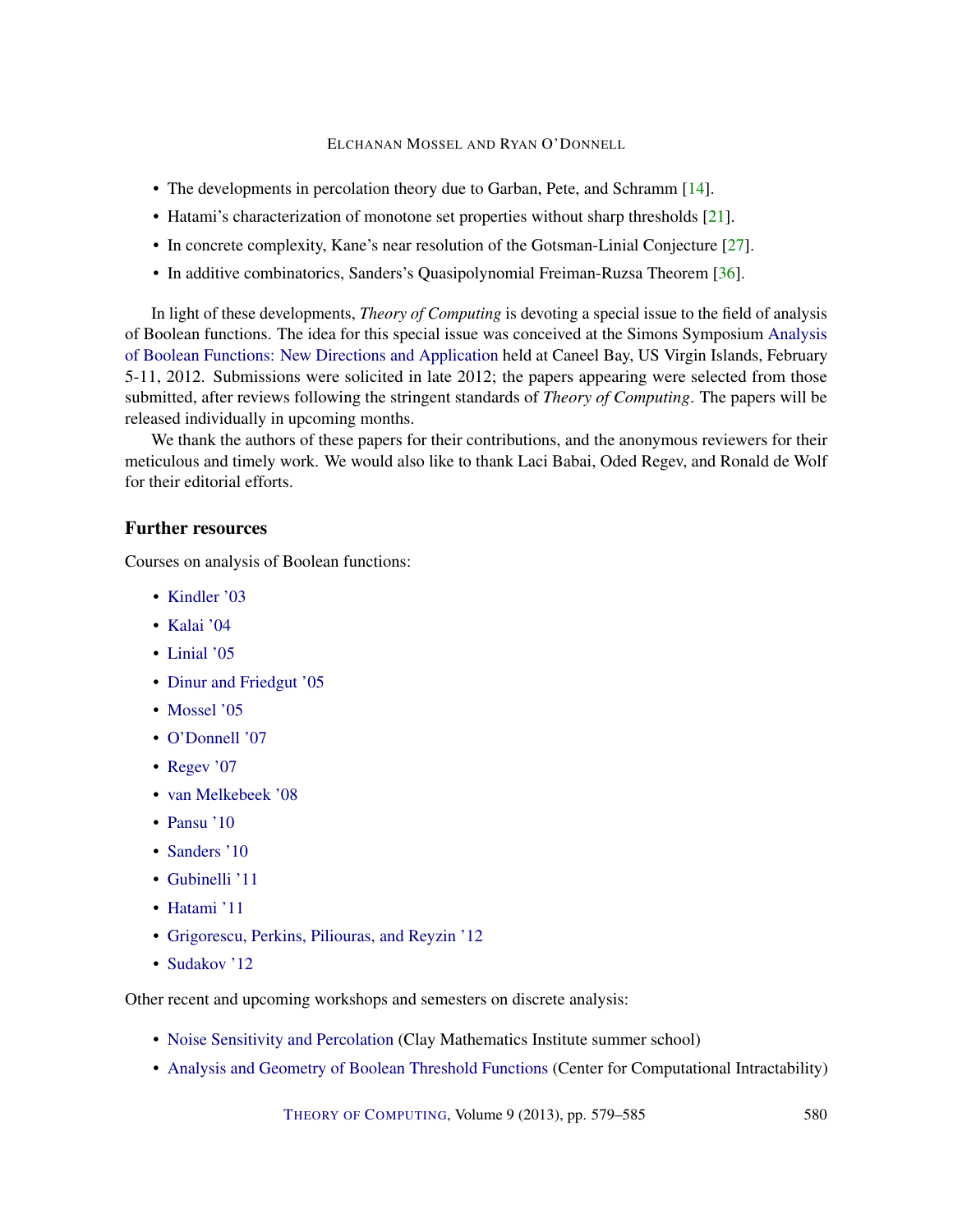- The developments in percolation theory due to Garban, Pete, and Schramm [14].
- Hatami's characterization of monotone set properties without sharp thresholds [21].
- In concrete complexity, Kane's near resolution of the Gotsman-Linial Conjecture [27].
- In additive combinatorics, Sanders's Quasipolynomial Freiman-Ruzsa Theorem [36].

In light of these developments, *Theory of Computing* is devoting a special issue to the field of analysis of Boolean functions. The idea for this special issue was conceived at the Simons Symposium Analysis of Boolean Functions: New Directions and Application held at Caneel Bay, US Virgin Islands, February 5-11, 2012. Submissions were solicited in late 2012; the papers appearing were selected from those submitted, after reviews following the stringent standards of *Theory of Computing*. The papers will be released individually in upcoming months.

We thank the authors of these papers for their contributions, and the anonymous reviewers for their meticulous and timely work. We would also like to thank Laci Babai, Oded Regev, and Ronald de Wolf for their editorial efforts.

## Further resources

Courses on analysis of Boolean functions:

- Kindler '03
- Kalai '04
- Linial '05
- Dinur and Friedgut '05
- Mossel '05
- O'Donnell '07
- Regev '07
- van Melkebeek '08
- Pansu '10
- Sanders '10
- Gubinelli '11
- Hatami '11
- Grigorescu, Perkins, Piliouras, and Reyzin '12
- Sudakov '12

Other recent and upcoming workshops and semesters on discrete analysis:

- Noise Sensitivity and Percolation (Clay Mathematics Institute summer school)
- Analysis and Geometry of Boolean Threshold Functions (Center for Computational Intractability)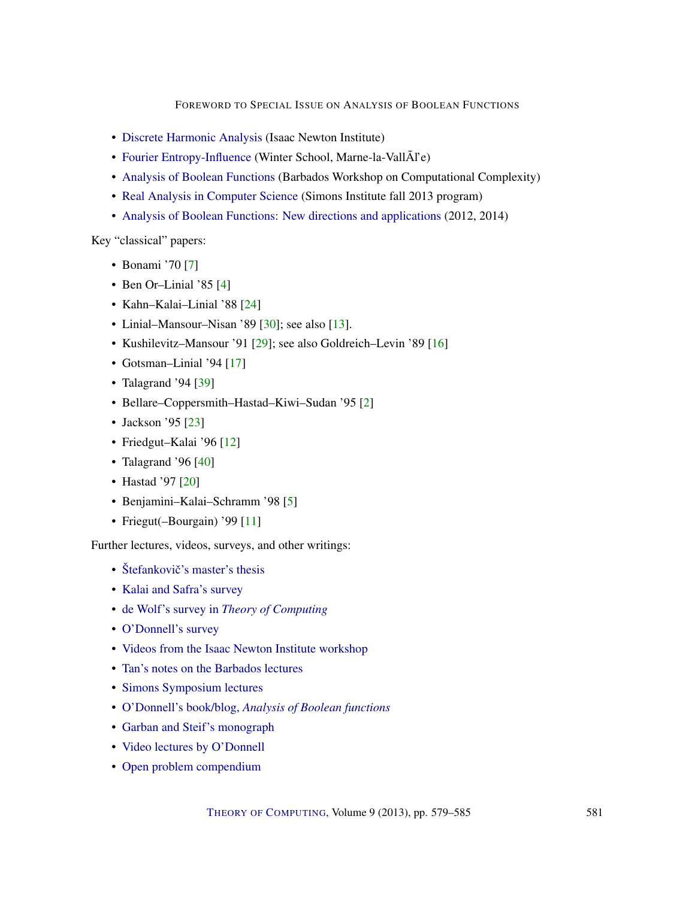- Discrete Harmonic Analysis (Isaac Newton Institute)
- Fourier Entropy-Influence (Winter School, Marne-la-VallÃl'e)
- Analysis of Boolean Functions (Barbados Workshop on Computational Complexity)
- Real Analysis in Computer Science (Simons Institute fall 2013 program)
- Analysis of Boolean Functions: New directions and applications (2012, 2014)

Key "classical" papers:

- Bonami '70 [7]
- Ben Or–Linial '85 [4]
- Kahn–Kalai–Linial '88 [24]
- Linial–Mansour–Nisan '89 [30]; see also [13].
- Kushilevitz–Mansour '91 [29]; see also Goldreich–Levin '89 [16]
- Gotsman–Linial '94 [17]
- Talagrand '94 [39]
- Bellare–Coppersmith–Hastad–Kiwi–Sudan '95 [2]
- Jackson '95 [23]
- Friedgut–Kalai '96 [12]
- Talagrand '96 [40]
- Hastad '97 [20]
- Benjamini–Kalai–Schramm '98 [5]
- Friegut(–Bourgain) '99 [11]

Further lectures, videos, surveys, and other writings:

- Štefankovič's master's thesis
- Kalai and Safra's survey
- de Wolf's survey in *Theory of Computing*
- O'Donnell's survey
- Videos from the Isaac Newton Institute workshop
- Tan's notes on the Barbados lectures
- Simons Symposium lectures
- O'Donnell's book/blog, *Analysis of Boolean functions*
- Garban and Steif's monograph
- Video lectures by O'Donnell
- Open problem compendium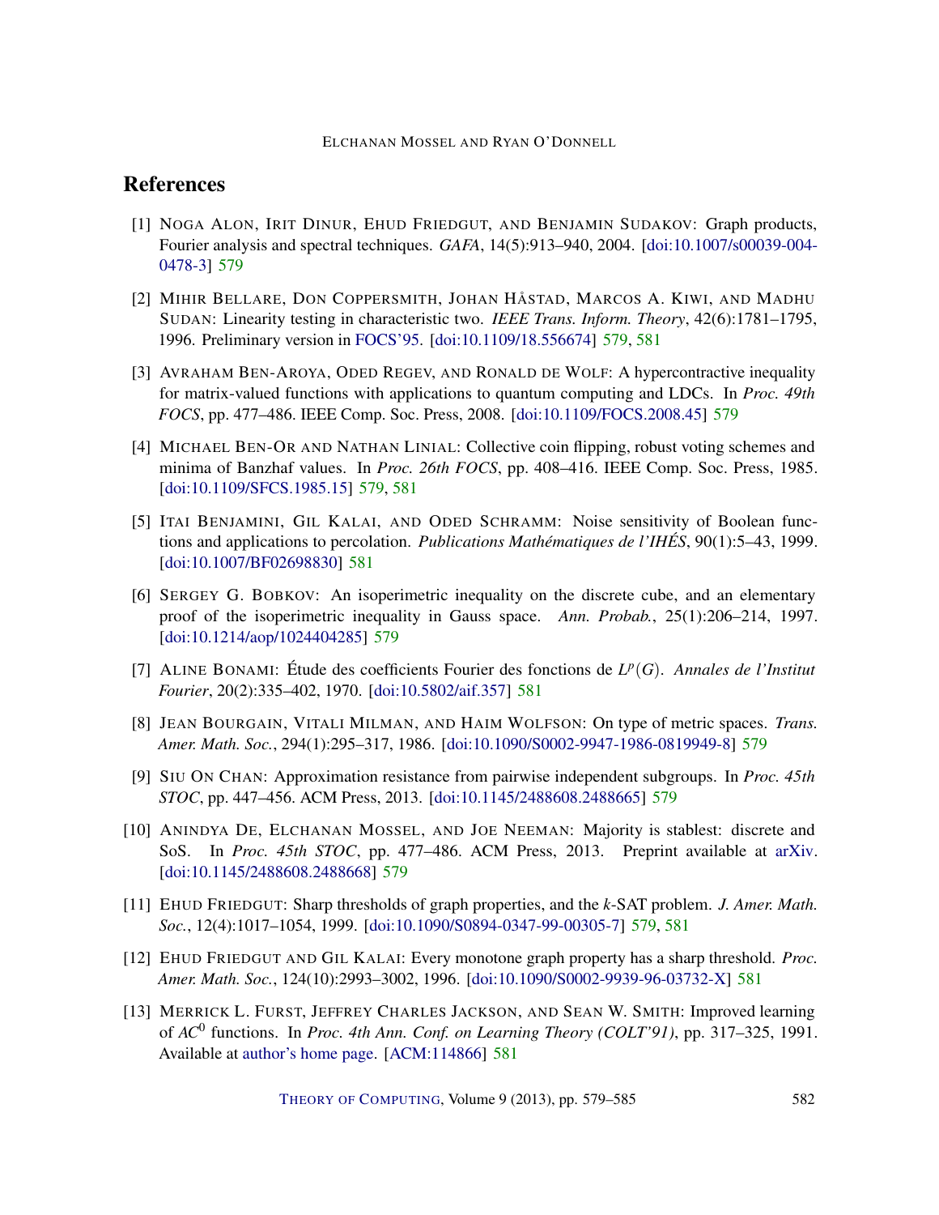## References

[1] Noga Alon, Irit Dinur, Ehud Friedgut, and Benjamin Sudakov: Graph products, Fourier analysis and spectral techniques. *GAFA*, 14(5):913–940, 2004. [doi:10.1007/s00039-004-0478-3] 579

[2] Mihir Bellare, Don Coppersmith, Johan Håstad, Marcos A. Kiwi, and Madhu Sudan: Linearity testing in characteristic two. *IEEE Trans. Inform. Theory*, 42(6):1781–1795, 1996. Preliminary version in FOCS'95. [doi:10.1109/18.556674] 579, 581

[3] Avraham Ben-Aroya, Oded Regev, and Ronald de Wolf: A hypercontractive inequality for matrix-valued functions with applications to quantum computing and LDCs. In *Proc. 49th FOCS*, pp. 477–486. IEEE Comp. Soc. Press, 2008. [doi:10.1109/FOCS.2008.45] 579

[4] Michael Ben-Or and Nathan Linial: Collective coin flipping, robust voting schemes and minima of Banzhaf values. In *Proc. 26th FOCS*, pp. 408–416. IEEE Comp. Soc. Press, 1985. [doi:10.1109/SFCS.1985.15] 579, 581

[5] Itai Benjamini, Gil Kalai, and Oded Schramm: Noise sensitivity of Boolean functions and applications to percolation. *Publications Mathématiques de l'IHÉS*, 90(1):5–43, 1999. [doi:10.1007/BF02698830] 581

[6] Sergey G. Bobkov: An isoperimetric inequality on the discrete cube, and an elementary proof of the isoperimetric inequality in Gauss space. *Ann. Probab.*, 25(1):206–214, 1997. [doi:10.1214/aop/1024404285] 579

[7] Aline Bonami: Étude des coefficients Fourier des fonctions de $L^p(G)$. *Annales de l'Institut Fourier*, 20(2):335–402, 1970. [doi:10.5802/aif.357] 581

[8] Jean Bourgain, Vitali Milman, and Haim Wolfson: On type of metric spaces. *Trans. Amer. Math. Soc.*, 294(1):295–317, 1986. [doi:10.1090/S0002-9947-1986-0819949-8] 579

[9] Siu On Chan: Approximation resistance from pairwise independent subgroups. In *Proc. 45th STOC*, pp. 447–456. ACM Press, 2013. [doi:10.1145/2488608.2488665] 579

[10] Anindya De, Elchanan Mossel, and Joe Neeman: Majority is stablest: discrete and SoS. In *Proc. 45th STOC*, pp. 477–486. ACM Press, 2013. Preprint available at arXiv. [doi:10.1145/2488608.2488668] 579

[11] Ehud Friedgut: Sharp thresholds of graph properties, and the $k$-SAT problem. *J. Amer. Math. Soc.*, 12(4):1017–1054, 1999. [doi:10.1090/S0894-0347-99-00305-7] 579, 581

[12] Ehud Friedgut and Gil Kalai: Every monotone graph property has a sharp threshold. *Proc. Amer. Math. Soc.*, 124(10):2993–3002, 1996. [doi:10.1090/S0002-9939-96-03732-X] 581

[13] Merrick L. Furst, Jeffrey Charles Jackson, and Sean W. Smith: Improved learning of $AC^0$ functions. In *Proc. 4th Ann. Conf. on Learning Theory (COLT'91)*, pp. 317–325, 1991. Available at author's home page. [ACM:114866] 581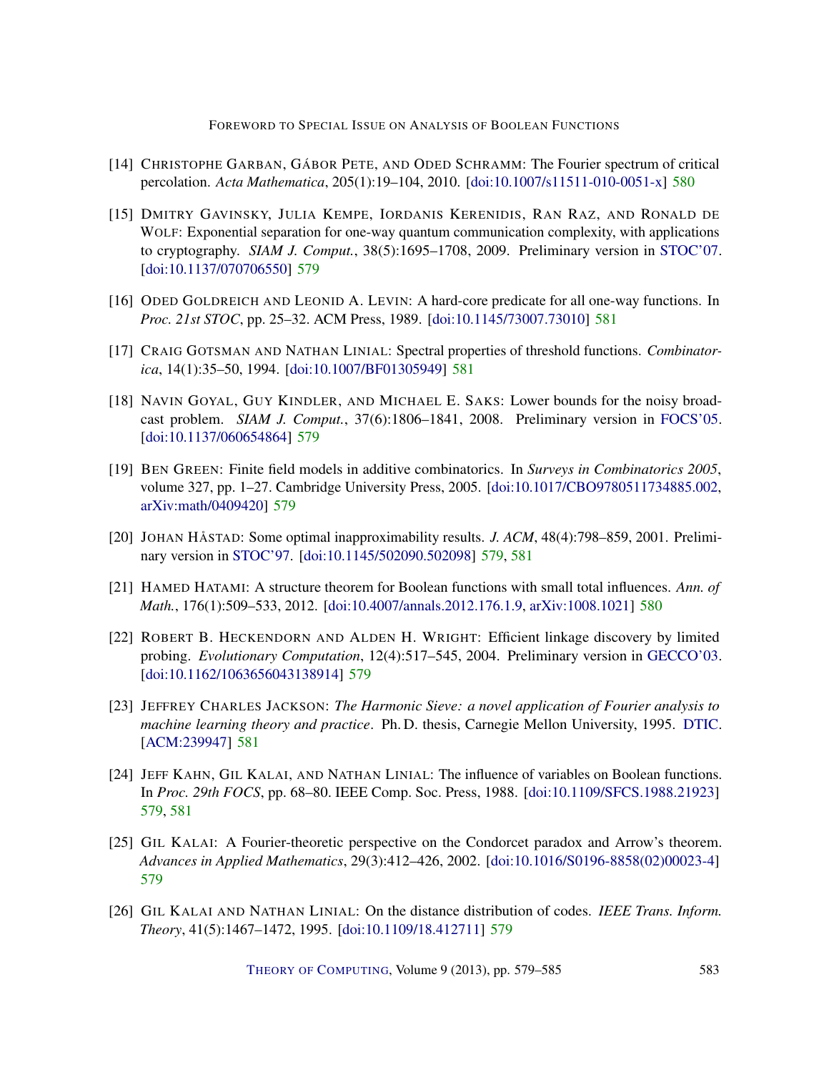[14] Christophe Garban, Gábor Pete, and Oded Schramm: The Fourier spectrum of critical percolation. *Acta Mathematica*, 205(1):19–104, 2010. [doi:10.1007/s11511-010-0051-x] 580

[15] Dmitry Gavinsky, Julia Kempe, Iordanis Kerenidis, Ran Raz, and Ronald de Wolf: Exponential separation for one-way quantum communication complexity, with applications to cryptography. *SIAM J. Comput.*, 38(5):1695–1708, 2009. Preliminary version in STOC'07. [doi:10.1137/070706550] 579

[16] Oded Goldreich and Leonid A. Levin: A hard-core predicate for all one-way functions. In *Proc. 21st STOC*, pp. 25–32. ACM Press, 1989. [doi:10.1145/73007.73010] 581

[17] Craig Gotsman and Nathan Linial: Spectral properties of threshold functions. *Combinatorica*, 14(1):35–50, 1994. [doi:10.1007/BF01305949] 581

[18] Navin Goyal, Guy Kindler, and Michael E. Saks: Lower bounds for the noisy broadcast problem. *SIAM J. Comput.*, 37(6):1806–1841, 2008. Preliminary version in FOCS'05. [doi:10.1137/060654864] 579

[19] Ben Green: Finite field models in additive combinatorics. In *Surveys in Combinatorics 2005*, volume 327, pp. 1–27. Cambridge University Press, 2005. [doi:10.1017/CBO9780511734885.002, arXiv:math/0409420] 579

[20] Johan Håstad: Some optimal inapproximability results. *J. ACM*, 48(4):798–859, 2001. Preliminary version in STOC'97. [doi:10.1145/502090.502098] 579, 581

[21] Hamed Hatami: A structure theorem for Boolean functions with small total influences. *Ann. of Math.*, 176(1):509–533, 2012. [doi:10.4007/annals.2012.176.1.9, arXiv:1008.1021] 580

[22] Robert B. Heckendorn and Alden H. Wright: Efficient linkage discovery by limited probing. *Evolutionary Computation*, 12(4):517–545, 2004. Preliminary version in GECCO'03. [doi:10.1162/1063656043138914] 579

[23] Jeffrey Charles Jackson: *The Harmonic Sieve: a novel application of Fourier analysis to machine learning theory and practice*. Ph. D. thesis, Carnegie Mellon University, 1995. DTIC. [ACM:239947] 581

[24] Jeff Kahn, Gil Kalai, and Nathan Linial: The influence of variables on Boolean functions. In *Proc. 29th FOCS*, pp. 68–80. IEEE Comp. Soc. Press, 1988. [doi:10.1109/SFCS.1988.21923] 579, 581

[25] Gil Kalai: A Fourier-theoretic perspective on the Condorcet paradox and Arrow's theorem. *Advances in Applied Mathematics*, 29(3):412–426, 2002. [doi:10.1016/S0196-8858(02)00023-4] 579

[26] Gil Kalai and Nathan Linial: On the distance distribution of codes. *IEEE Trans. Inform. Theory*, 41(5):1467–1472, 1995. [doi:10.1109/18.412711] 579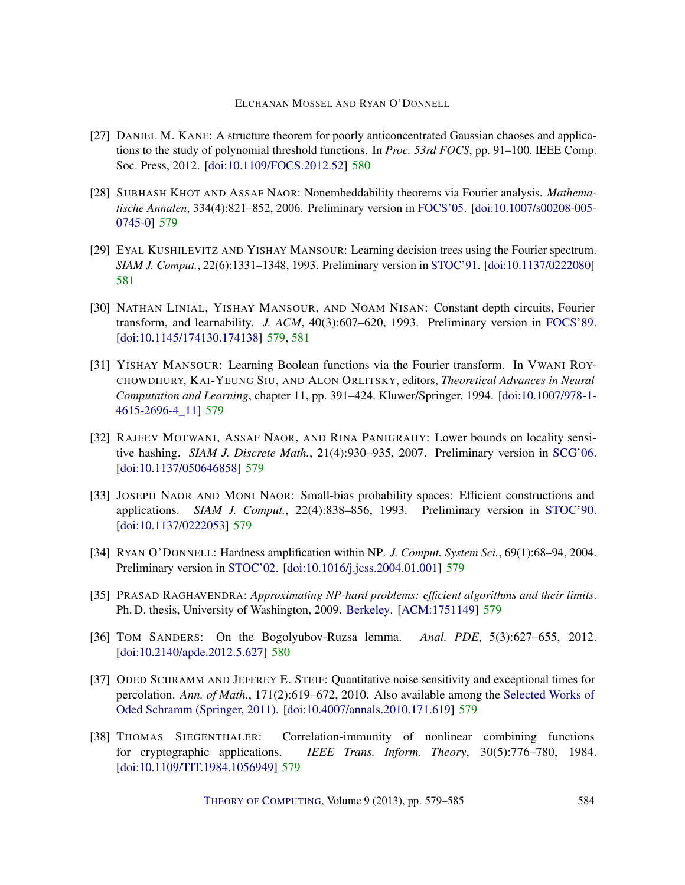[27] DANIEL M. KANE: A structure theorem for poorly anticoncentrated Gaussian chaoses and applications to the study of polynomial threshold functions. In *Proc. 53rd FOCS*, pp. 91–100. IEEE Comp. Soc. Press, 2012. [doi:10.1109/FOCS.2012.52] 580

[28] SUBHASH KHOT AND ASSAF NAOR: Nonembeddability theorems via Fourier analysis. *Mathematische Annalen*, 334(4):821–852, 2006. Preliminary version in FOCS'05. [doi:10.1007/s00208-005-0745-0] 579

[29] EYAL KUSHILEVITZ AND YISHAY MANSOUR: Learning decision trees using the Fourier spectrum. *SIAM J. Comput.*, 22(6):1331–1348, 1993. Preliminary version in STOC'91. [doi:10.1137/0222080] 581

[30] NATHAN LINIAL, YISHAY MANSOUR, AND NOAM NISAN: Constant depth circuits, Fourier transform, and learnability. *J. ACM*, 40(3):607–620, 1993. Preliminary version in FOCS'89. [doi:10.1145/174130.174138] 579, 581

[31] YISHAY MANSOUR: Learning Boolean functions via the Fourier transform. In VWANI ROYCHOWDHURY, KAI-YEUNG SIU, AND ALON ORLITSKY, editors, *Theoretical Advances in Neural Computation and Learning*, chapter 11, pp. 391–424. Kluwer/Springer, 1994. [doi:10.1007/978-1-4615-2696-4_11] 579

[32] RAJEEV MOTWANI, ASSAF NAOR, AND RINA PANIGRAHY: Lower bounds on locality sensitive hashing. *SIAM J. Discrete Math.*, 21(4):930–935, 2007. Preliminary version in SCG'06. [doi:10.1137/050646858] 579

[33] JOSEPH NAOR AND MONI NAOR: Small-bias probability spaces: Efficient constructions and applications. *SIAM J. Comput.*, 22(4):838–856, 1993. Preliminary version in STOC'90. [doi:10.1137/0222053] 579

[34] RYAN O'DONNELL: Hardness amplification within NP. *J. Comput. System Sci.*, 69(1):68–94, 2004. Preliminary version in STOC'02. [doi:10.1016/j.jcss.2004.01.001] 579

[35] PRASAD RAGHAVENDRA: *Approximating NP-hard problems: efficient algorithms and their limits*. Ph. D. thesis, University of Washington, 2009. Berkeley. [ACM:1751149] 579

[36] TOM SANDERS: On the Bogolyubov-Ruzsa lemma. *Anal. PDE*, 5(3):627–655, 2012. [doi:10.2140/apde.2012.5.627] 580

[37] ODED SCHRAMM AND JEFFREY E. STEIF: Quantitative noise sensitivity and exceptional times for percolation. *Ann. of Math.*, 171(2):619–672, 2010. Also available among the Selected Works of Oded Schramm (Springer, 2011). [doi:10.4007/annals.2010.171.619] 579

[38] THOMAS SIEGENTHALER: Correlation-immunity of nonlinear combining functions for cryptographic applications. *IEEE Trans. Inform. Theory*, 30(5):776–780, 1984. [doi:10.1109/TIT.1984.1056949] 579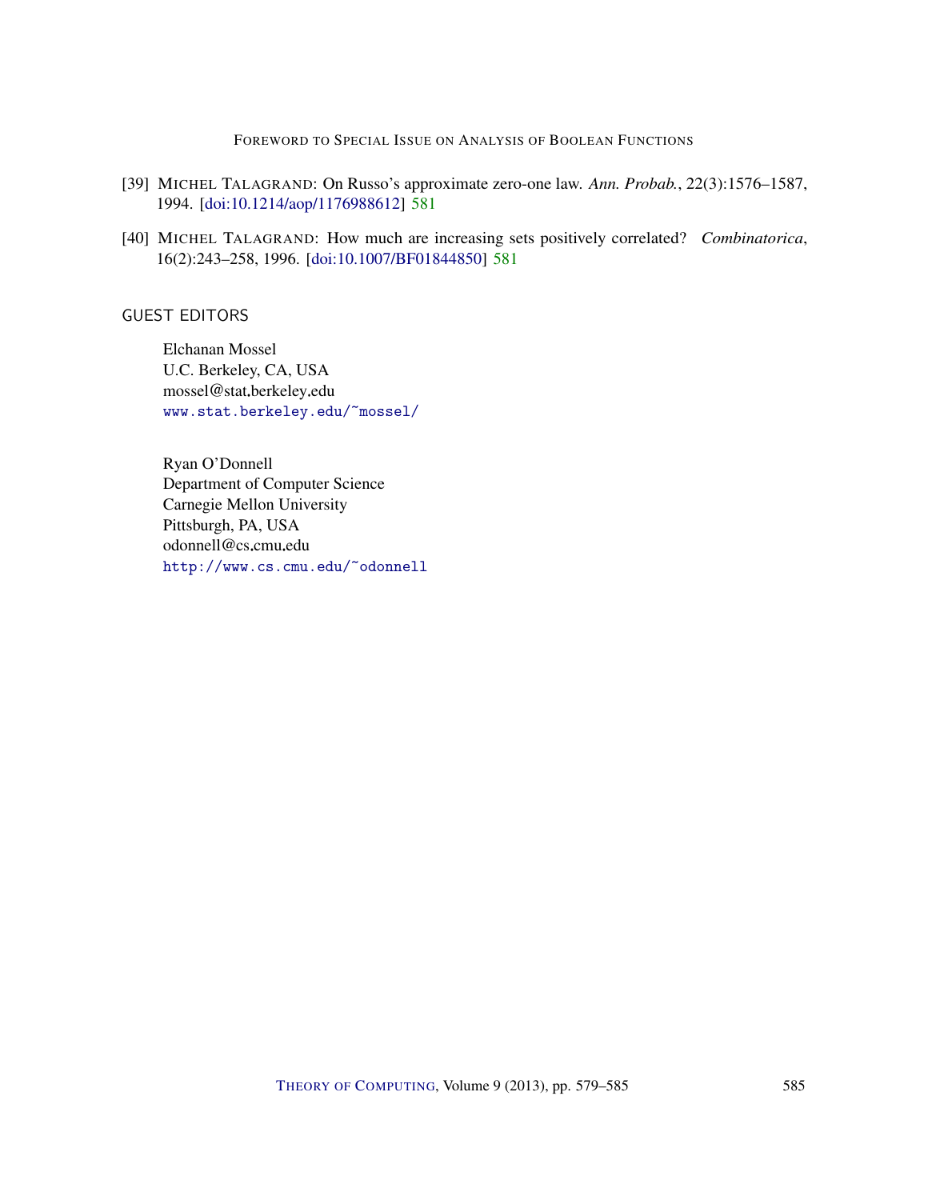[39] MICHEL TALAGRAND: On Russo's approximate zero-one law. *Ann. Probab.*, 22(3):1576–1587, 1994. [doi:10.1214/aop/1176988612] 581

[40] MICHEL TALAGRAND: How much are increasing sets positively correlated? *Combinatorica*, 16(2):243–258, 1996. [doi:10.1007/BF01844850] 581

## GUEST EDITORS

Elchanan Mossel
U.C. Berkeley, CA, USA
mossel@stat.berkeley.edu
www.stat.berkeley.edu/~mossel/

Ryan O'Donnell
Department of Computer Science
Carnegie Mellon University
Pittsburgh, PA, USA
odonnell@cs.cmu.edu
http://www.cs.cmu.edu/~odonnell